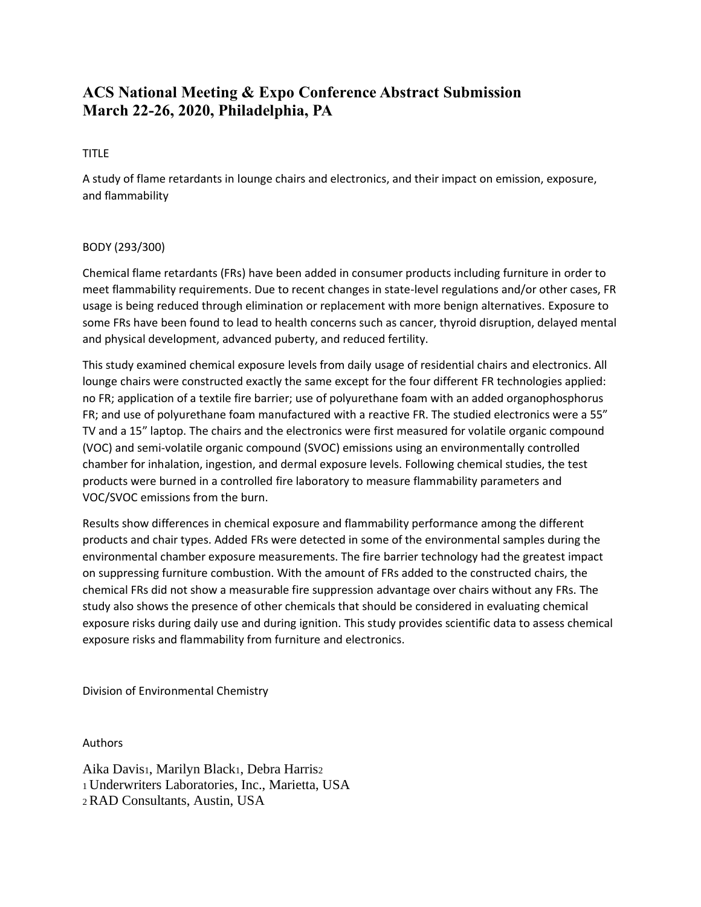# ACS National Meeting & Expo Conference Abstract Submission
# March 22-26, 2020, Philadelphia, PA

TITLE

A study of flame retardants in lounge chairs and electronics, and their impact on emission, exposure, and flammability

BODY (293/300)

Chemical flame retardants (FRs) have been added in consumer products including furniture in order to meet flammability requirements. Due to recent changes in state-level regulations and/or other cases, FR usage is being reduced through elimination or replacement with more benign alternatives. Exposure to some FRs have been found to lead to health concerns such as cancer, thyroid disruption, delayed mental and physical development, advanced puberty, and reduced fertility.

This study examined chemical exposure levels from daily usage of residential chairs and electronics. All lounge chairs were constructed exactly the same except for the four different FR technologies applied: no FR; application of a textile fire barrier; use of polyurethane foam with an added organophosphorus FR; and use of polyurethane foam manufactured with a reactive FR. The studied electronics were a 55" TV and a 15" laptop. The chairs and the electronics were first measured for volatile organic compound (VOC) and semi-volatile organic compound (SVOC) emissions using an environmentally controlled chamber for inhalation, ingestion, and dermal exposure levels. Following chemical studies, the test products were burned in a controlled fire laboratory to measure flammability parameters and VOC/SVOC emissions from the burn.

Results show differences in chemical exposure and flammability performance among the different products and chair types. Added FRs were detected in some of the environmental samples during the environmental chamber exposure measurements. The fire barrier technology had the greatest impact on suppressing furniture combustion. With the amount of FRs added to the constructed chairs, the chemical FRs did not show a measurable fire suppression advantage over chairs without any FRs. The study also shows the presence of other chemicals that should be considered in evaluating chemical exposure risks during daily use and during ignition. This study provides scientific data to assess chemical exposure risks and flammability from furniture and electronics.

Division of Environmental Chemistry

Authors

Aika Davis[1], Marilyn Black[1], Debra Harris[2]

[1] Underwriters Laboratories, Inc., Marietta, USA

[2] RAD Consultants, Austin, USA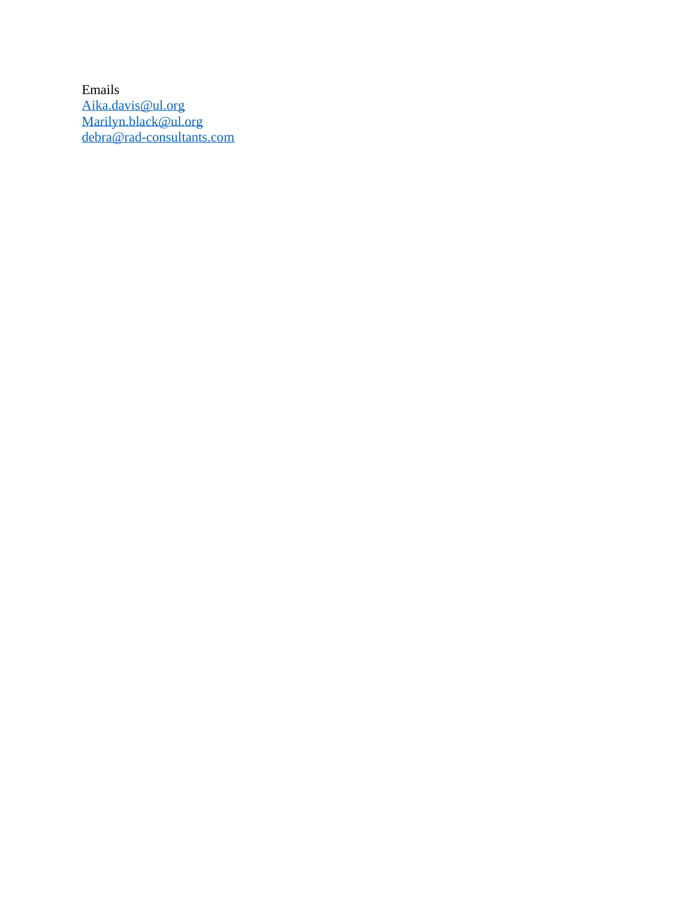Emails
Aika.davis@ul.org
Marilyn.black@ul.org
debra@rad-consultants.com